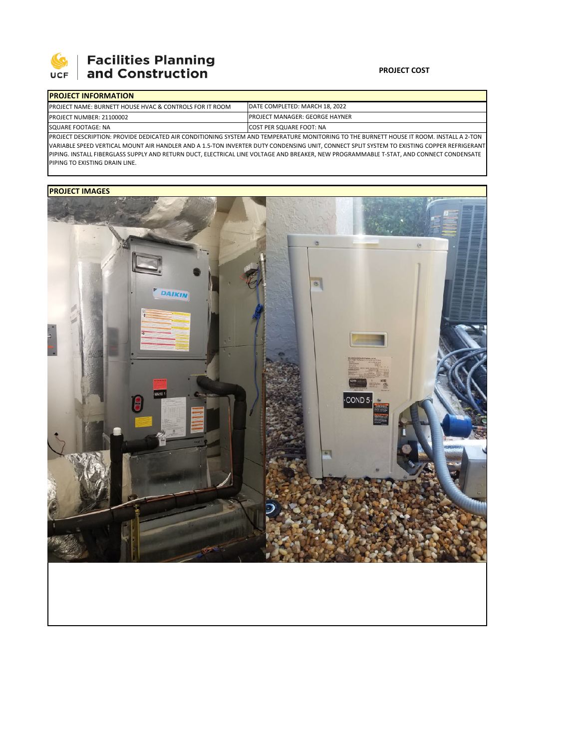**Facilities Planning and Construction**

UCF

**PROJECT COST**

| **PROJECT INFORMATION** | |
|---|---|
| PROJECT NAME: BURNETT HOUSE HVAC & CONTROLS FOR IT ROOM | DATE COMPLETED: MARCH 18, 2022 |
| PROJECT NUMBER: 21100002 | PROJECT MANAGER: GEORGE HAYNER |
| SQUARE FOOTAGE: NA | COST PER SQUARE FOOT: NA |

PROJECT DESCRIPTION: PROVIDE DEDICATED AIR CONDITIONING SYSTEM AND TEMPERATURE MONITORING TO THE BURNETT HOUSE IT ROOM. INSTALL A 2-TON VARIABLE SPEED VERTICAL MOUNT AIR HANDLER AND A 1.5-TON INVERTER DUTY CONDENSING UNIT, CONNECT SPLIT SYSTEM TO EXISTING COPPER REFRIGERANT PIPING. INSTALL FIBERGLASS SUPPLY AND RETURN DUCT, ELECTRICAL LINE VOLTAGE AND BREAKER, NEW PROGRAMMABLE T-STAT, AND CONNECT CONDENSATE PIPING TO EXISTING DRAIN LINE.

**PROJECT IMAGES**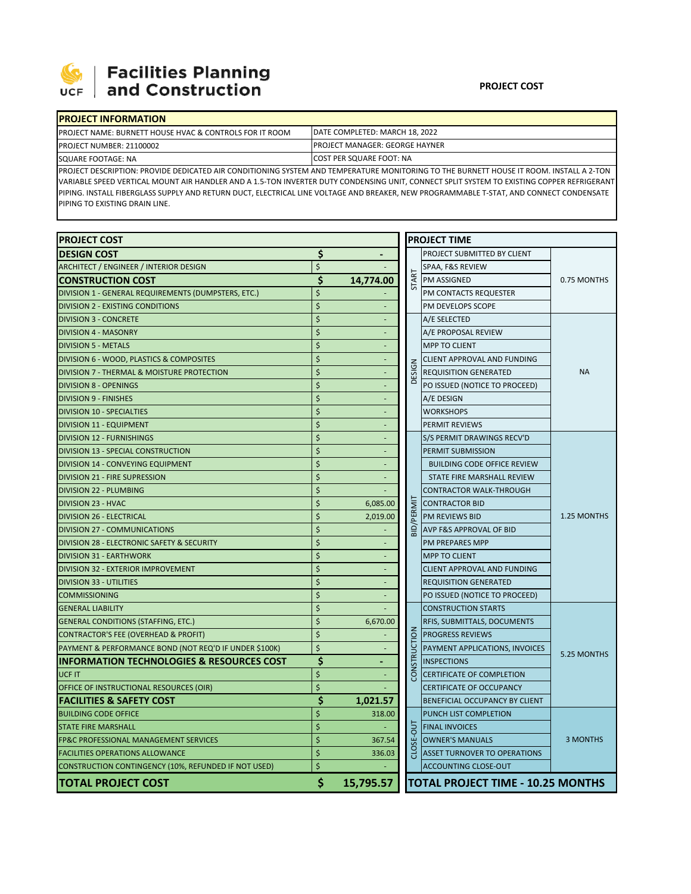Facilities Planning and Construction

**PROJECT COST**

| PROJECT INFORMATION | |
|---|---|
| PROJECT NAME: BURNETT HOUSE HVAC & CONTROLS FOR IT ROOM | DATE COMPLETED: MARCH 18, 2022 |
| PROJECT NUMBER: 21100002 | PROJECT MANAGER: GEORGE HAYNER |
| SQUARE FOOTAGE: NA | COST PER SQUARE FOOT: NA |

PROJECT DESCRIPTION: PROVIDE DEDICATED AIR CONDITIONING SYSTEM AND TEMPERATURE MONITORING TO THE BURNETT HOUSE IT ROOM. INSTALL A 2-TON VARIABLE SPEED VERTICAL MOUNT AIR HANDLER AND A 1.5-TON INVERTER DUTY CONDENSING UNIT, CONNECT SPLIT SYSTEM TO EXISTING COPPER REFRIGERANT PIPING. INSTALL FIBERGLASS SUPPLY AND RETURN DUCT, ELECTRICAL LINE VOLTAGE AND BREAKER, NEW PROGRAMMABLE T-STAT, AND CONNECT CONDENSATE PIPING TO EXISTING DRAIN LINE.

| PROJECT COST | |
|---|---|
| **DESIGN COST** | **$ -** |
| ARCHITECT / ENGINEER / INTERIOR DESIGN | $ - |
| **CONSTRUCTION COST** | **$ 14,774.00** |
| DIVISION 1 - GENERAL REQUIREMENTS (DUMPSTERS, ETC.) | $ - |
| DIVISION 2 - EXISTING CONDITIONS | $ - |
| DIVISION 3 - CONCRETE | $ - |
| DIVISION 4 - MASONRY | $ - |
| DIVISION 5 - METALS | $ - |
| DIVISION 6 - WOOD, PLASTICS & COMPOSITES | $ - |
| DIVISION 7 - THERMAL & MOISTURE PROTECTION | $ - |
| DIVISION 8 - OPENINGS | $ - |
| DIVISION 9 - FINISHES | $ - |
| DIVISION 10 - SPECIALTIES | $ - |
| DIVISION 11 - EQUIPMENT | $ - |
| DIVISION 12 - FURNISHINGS | $ - |
| DIVISION 13 - SPECIAL CONSTRUCTION | $ - |
| DIVISION 14 - CONVEYING EQUIPMENT | $ - |
| DIVISION 21 - FIRE SUPRESSION | $ - |
| DIVISION 22 - PLUMBING | $ - |
| DIVISION 23 - HVAC | $ 6,085.00 |
| DIVISION 26 - ELECTRICAL | $ 2,019.00 |
| DIVISION 27 - COMMUNICATIONS | $ - |
| DIVISION 28 - ELECTRONIC SAFETY & SECURITY | $ - |
| DIVISION 31 - EARTHWORK | $ - |
| DIVISION 32 - EXTERIOR IMPROVEMENT | $ - |
| DIVISION 33 - UTILITIES | $ - |
| COMMISSIONING | $ - |
| GENERAL LIABILITY | $ - |
| GENERAL CONDITIONS (STAFFING, ETC.) | $ 6,670.00 |
| CONTRACTOR'S FEE (OVERHEAD & PROFIT) | $ - |
| PAYMENT & PERFORMANCE BOND (NOT REQ'D IF UNDER $100K) | $ - |
| **INFORMATION TECHNOLOGIES & RESOURCES COST** | **$ -** |
| UCF IT | $ - |
| OFFICE OF INSTRUCTIONAL RESOURCES (OIR) | $ - |
| **FACILITIES & SAFETY COST** | **$ 1,021.57** |
| BUILDING CODE OFFICE | $ 318.00 |
| STATE FIRE MARSHALL | $ - |
| FP&C PROFESSIONAL MANAGEMENT SERVICES | $ 367.54 |
| FACILITIES OPERATIONS ALLOWANCE | $ 336.03 |
| CONSTRUCTION CONTINGENCY (10%, REFUNDED IF NOT USED) | $ - |
| **TOTAL PROJECT COST** | **$ 15,795.57** |

| PROJECT TIME | | |
|---|---|---|
| START | PROJECT SUBMITTED BY CLIENT | 0.75 MONTHS |
| | SPAA, F&S REVIEW | |
| | PM ASSIGNED | |
| | PM CONTACTS REQUESTER | |
| | PM DEVELOPS SCOPE | |
| DESIGN | A/E SELECTED | NA |
| | A/E PROPOSAL REVIEW | |
| | MPP TO CLIENT | |
| | CLIENT APPROVAL AND FUNDING | |
| | REQUISITION GENERATED | |
| | PO ISSUED (NOTICE TO PROCEED) | |
| | A/E DESIGN | |
| | WORKSHOPS | |
| | PERMIT REVIEWS | |
| BID/PERMIT | S/S PERMIT DRAWINGS RECV'D | 1.25 MONTHS |
| | PERMIT SUBMISSION | |
| | BUILDING CODE OFFICE REVIEW | |
| | STATE FIRE MARSHALL REVIEW | |
| | CONTRACTOR WALK-THROUGH | |
| | CONTRACTOR BID | |
| | PM REVIEWS BID | |
| | AVP F&S APPROVAL OF BID | |
| | PM PREPARES MPP | |
| | MPP TO CLIENT | |
| | CLIENT APPROVAL AND FUNDING | |
| | REQUISITION GENERATED | |
| | PO ISSUED (NOTICE TO PROCEED) | |
| CONSTRUCTION | CONSTRUCTION STARTS | 5.25 MONTHS |
| | RFIS, SUBMITTALS, DOCUMENTS | |
| | PROGRESS REVIEWS | |
| | PAYMENT APPLICATIONS, INVOICES | |
| | INSPECTIONS | |
| | CERTIFICATE OF COMPLETION | |
| | CERTIFICATE OF OCCUPANCY | |
| | BENEFICIAL OCCUPANCY BY CLIENT | |
| CLOSE-OUT | PUNCH LIST COMPLETION | 3 MONTHS |
| | FINAL INVOICES | |
| | OWNER'S MANUALS | |
| | ASSET TURNOVER TO OPERATIONS | |
| | ACCOUNTING CLOSE-OUT | |
| **TOTAL PROJECT TIME - 10.25 MONTHS** | | |